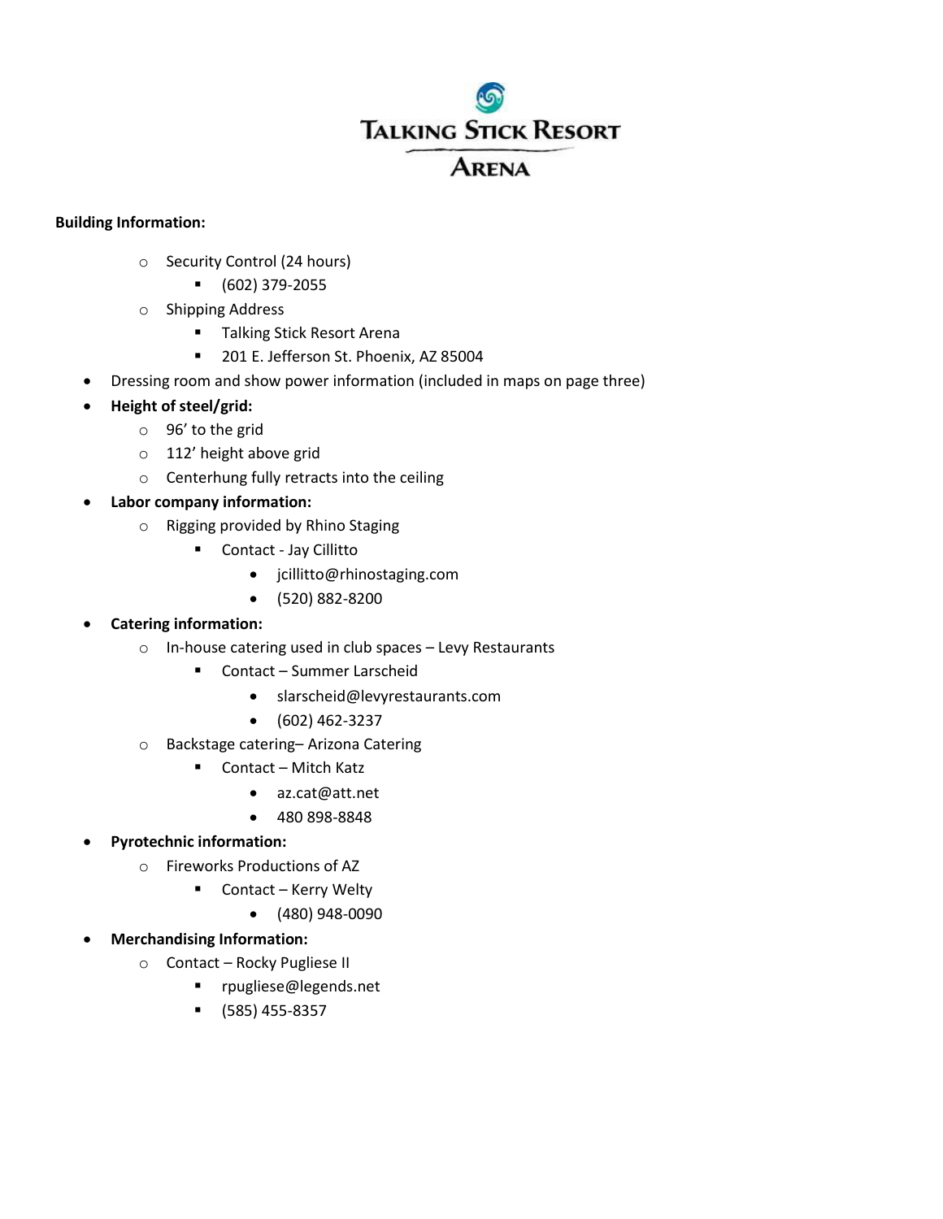# Talking Stick Resort Arena

**Building Information:**

- Security Control (24 hours)
  - (602) 379-2055
- Shipping Address
  - Talking Stick Resort Arena
  - 201 E. Jefferson St. Phoenix, AZ 85004

- Dressing room and show power information (included in maps on page three)
- **Height of steel/grid:**
  - 96' to the grid
  - 112' height above grid
  - Centerhung fully retracts into the ceiling
- **Labor company information:**
  - Rigging provided by Rhino Staging
    - Contact - Jay Cillitto
      - jcillitto@rhinostaging.com
      - (520) 882-8200
- **Catering information:**
  - In-house catering used in club spaces – Levy Restaurants
    - Contact – Summer Larscheid
      - slarscheid@levyrestaurants.com
      - (602) 462-3237
  - Backstage catering– Arizona Catering
    - Contact – Mitch Katz
      - az.cat@att.net
      - 480 898-8848
- **Pyrotechnic information:**
  - Fireworks Productions of AZ
    - Contact – Kerry Welty
      - (480) 948-0090
- **Merchandising Information:**
  - Contact – Rocky Pugliese II
    - rpugliese@legends.net
    - (585) 455-8357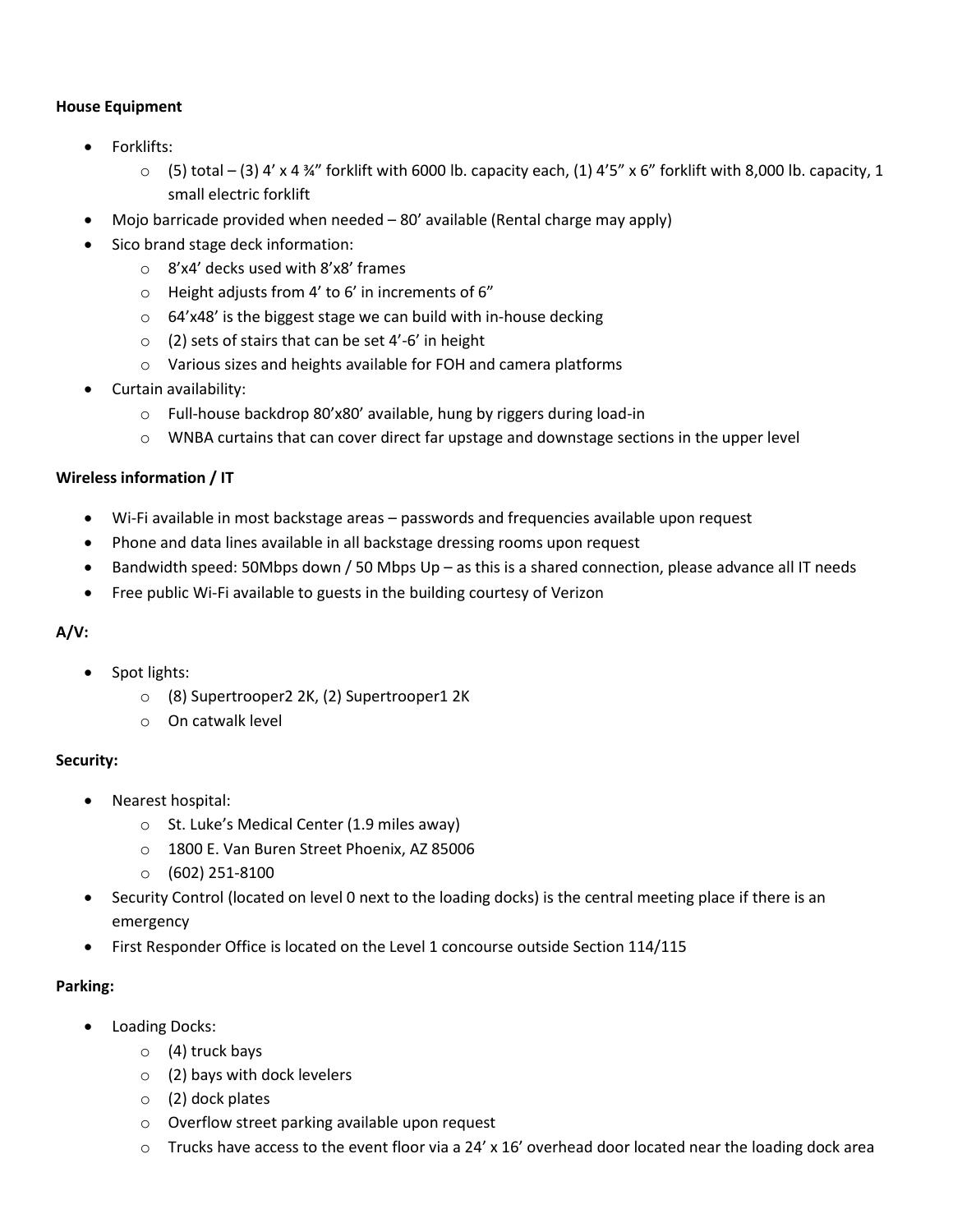**House Equipment**

- Forklifts:
  - (5) total – (3) 4' x 4 ¾" forklift with 6000 lb. capacity each, (1) 4'5" x 6" forklift with 8,000 lb. capacity, 1 small electric forklift
- Mojo barricade provided when needed – 80' available (Rental charge may apply)
- Sico brand stage deck information:
  - 8'x4' decks used with 8'x8' frames
  - Height adjusts from 4' to 6' in increments of 6"
  - 64'x48' is the biggest stage we can build with in-house decking
  - (2) sets of stairs that can be set 4'-6' in height
  - Various sizes and heights available for FOH and camera platforms
- Curtain availability:
  - Full-house backdrop 80'x80' available, hung by riggers during load-in
  - WNBA curtains that can cover direct far upstage and downstage sections in the upper level

**Wireless information / IT**

- Wi-Fi available in most backstage areas – passwords and frequencies available upon request
- Phone and data lines available in all backstage dressing rooms upon request
- Bandwidth speed: 50Mbps down / 50 Mbps Up – as this is a shared connection, please advance all IT needs
- Free public Wi-Fi available to guests in the building courtesy of Verizon

**A/V:**

- Spot lights:
  - (8) Supertrooper2 2K, (2) Supertrooper1 2K
  - On catwalk level

**Security:**

- Nearest hospital:
  - St. Luke's Medical Center (1.9 miles away)
  - 1800 E. Van Buren Street Phoenix, AZ 85006
  - (602) 251-8100
- Security Control (located on level 0 next to the loading docks) is the central meeting place if there is an emergency
- First Responder Office is located on the Level 1 concourse outside Section 114/115

**Parking:**

- Loading Docks:
  - (4) truck bays
  - (2) bays with dock levelers
  - (2) dock plates
  - Overflow street parking available upon request
  - Trucks have access to the event floor via a 24' x 16' overhead door located near the loading dock area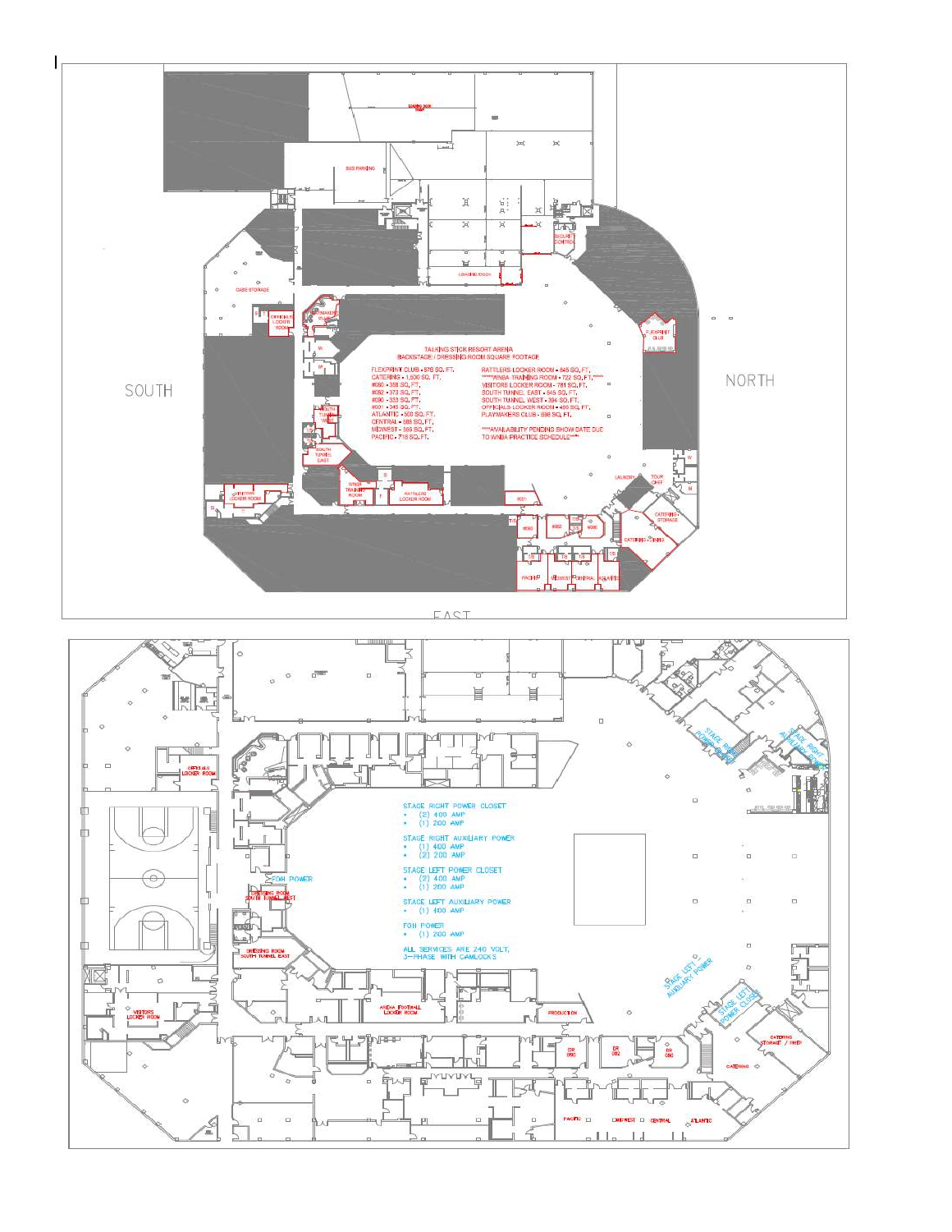SOUTH

NORTH

EAST

TALKING STICK RESORT ARENA
BACKSTAGE / DRESSING ROOM SQUARE FOOTAGE

FLEXPRINT CLUB - 876 SQ. FT.
CATERING - 1,506 SQ. FT.
#080 - 359 SQ. FT.
#082 - 373 SQ. FT.
#090 - 333 SQ. FT.
#001 - 345 SQ. FT.
ATLANTIC - 503 SQ. FT.
CENTRAL - 585 SQ. FT.
MIDWEST - 565 SQ. FT.
PACIFIC - 716 SQ. FT.

RATTLERS LOCKER ROOM - 845 SQ. FT.
*****WNBA TRAINING ROOM - 722 SQ. FT.*****
VISITORS LOCKER ROOM - 781 SQ. FT.
SOUTH TUNNEL EAST - 645 SQ. FT.
SOUTH TUNNEL WEST - 394 SQ. FT.
OFFICIALS LOCKER ROOM - 495 SQ. FT.
PLAYMAKERS CLUB - 898 SQ. FT.

****AVAILABILITY PENDING SHOW DATE DUE TO WNBA PRACTICE SCHEDULE****

STAGE RIGHT POWER CLOSET
- (2) 400 AMP
- (1) 200 AMP

STAGE RIGHT AUXILIARY POWER
- (1) 400 AMP
- (2) 200 AMP

STAGE LEFT POWER CLOSET
- (2) 400 AMP
- (1) 200 AMP

STAGE LEFT AUXILIARY POWER
- (1) 400 AMP

FOH POWER
- (1) 200 AMP

ALL SERVICES ARE 240 VOLT, 3-PHASE WITH CAMLOCKS